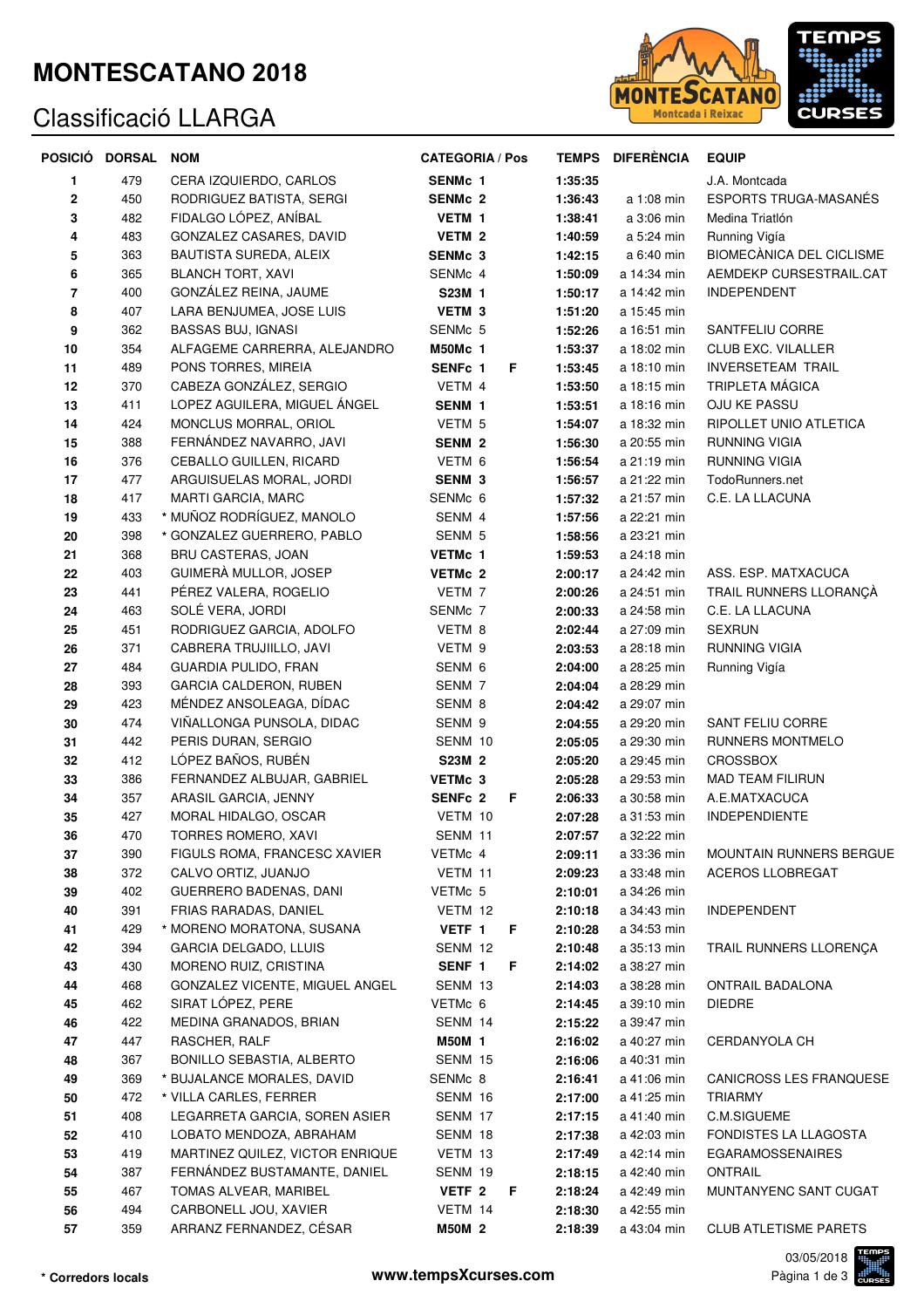# MONTESCATANO 2018

## Classificació LLARGA

| POSICIÓ | DORSAL | NOM | CATEGORIA / Pos | | TEMPS | DIFERÈNCIA | EQUIP |
|---|---|---|---|---|---|---|---|
| 1 | 479 | CERA IZQUIERDO, CARLOS | **SENMc 1** | | **1:35:35** | | J.A. Montcada |
| 2 | 450 | RODRIGUEZ BATISTA, SERGI | **SENMc 2** | | **1:36:43** | a 1:08 min | ESPORTS TRUGA-MASANÉS |
| 3 | 482 | FIDALGO LÓPEZ, ANÍBAL | **VETM 1** | | **1:38:41** | a 3:06 min | Medina Triatlón |
| 4 | 483 | GONZALEZ CASARES, DAVID | **VETM 2** | | **1:40:59** | a 5:24 min | Running Vigía |
| 5 | 363 | BAUTISTA SUREDA, ALEIX | **SENMc 3** | | **1:42:15** | a 6:40 min | BIOMECÀNICA DEL CICLISME |
| 6 | 365 | BLANCH TORT, XAVI | SENMc 4 | | **1:50:09** | a 14:34 min | AEMDEKP CURSESTRAIL.CAT |
| 7 | 400 | GONZÁLEZ REINA, JAUME | **S23M 1** | | **1:50:17** | a 14:42 min | INDEPENDENT |
| 8 | 407 | LARA BENJUMEA, JOSE LUIS | **VETM 3** | | **1:51:20** | a 15:45 min | |
| 9 | 362 | BASSAS BUJ, IGNASI | SENMc 5 | | **1:52:26** | a 16:51 min | SANTFELIU CORRE |
| 10 | 354 | ALFAGEME CARRERRA, ALEJANDRO | **M50Mc 1** | | **1:53:37** | a 18:02 min | CLUB EXC. VILALLER |
| 11 | 489 | PONS TORRES, MIREIA | **SENFc 1** | **F** | **1:53:45** | a 18:10 min | INVERSETEAM TRAIL |
| 12 | 370 | CABEZA GONZÁLEZ, SERGIO | VETM 4 | | **1:53:50** | a 18:15 min | TRIPLETA MÁGICA |
| 13 | 411 | LOPEZ AGUILERA, MIGUEL ÁNGEL | **SENM 1** | | **1:53:51** | a 18:16 min | OJU KE PASSU |
| 14 | 424 | MONCLUS MORRAL, ORIOL | VETM 5 | | **1:54:07** | a 18:32 min | RIPOLLET UNIO ATLETICA |
| 15 | 388 | FERNÁNDEZ NAVARRO, JAVI | **SENM 2** | | **1:56:30** | a 20:55 min | RUNNING VIGIA |
| 16 | 376 | CEBALLO GUILLEN, RICARD | VETM 6 | | **1:56:54** | a 21:19 min | RUNNING VIGIA |
| 17 | 477 | ARGUISUELAS MORAL, JORDI | **SENM 3** | | **1:56:57** | a 21:22 min | TodoRunners.net |
| 18 | 417 | MARTI GARCIA, MARC | SENMc 6 | | **1:57:32** | a 21:57 min | C.E. LA LLACUNA |
| 19 | 433 | * MUÑOZ RODRÍGUEZ, MANOLO | SENM 4 | | **1:57:56** | a 22:21 min | |
| 20 | 398 | * GONZALEZ GUERRERO, PABLO | SENM 5 | | **1:58:56** | a 23:21 min | |
| 21 | 368 | BRU CASTERAS, JOAN | **VETMc 1** | | **1:59:53** | a 24:18 min | |
| 22 | 403 | GUIMERÀ MULLOR, JOSEP | **VETMc 2** | | **2:00:17** | a 24:42 min | ASS. ESP. MATXACUCA |
| 23 | 441 | PÉREZ VALERA, ROGELIO | VETM 7 | | **2:00:26** | a 24:51 min | TRAIL RUNNERS LLORANÇÀ |
| 24 | 463 | SOLÉ VERA, JORDI | SENMc 7 | | **2:00:33** | a 24:58 min | C.E. LA LLACUNA |
| 25 | 451 | RODRIGUEZ GARCIA, ADOLFO | VETM 8 | | **2:02:44** | a 27:09 min | SEXRUN |
| 26 | 371 | CABRERA TRUJIILLO, JAVI | VETM 9 | | **2:03:53** | a 28:18 min | RUNNING VIGIA |
| 27 | 484 | GUARDIA PULIDO, FRAN | SENM 6 | | **2:04:00** | a 28:25 min | Running Vigía |
| 28 | 393 | GARCIA CALDERON, RUBEN | SENM 7 | | **2:04:04** | a 28:29 min | |
| 29 | 423 | MÉNDEZ ANSOLEAGA, DÍDAC | SENM 8 | | **2:04:42** | a 29:07 min | |
| 30 | 474 | VIÑALLONGA PUNSOLA, DIDAC | SENM 9 | | **2:04:55** | a 29:20 min | SANT FELIU CORRE |
| 31 | 442 | PERIS DURAN, SERGIO | SENM 10 | | **2:05:05** | a 29:30 min | RUNNERS MONTMELO |
| 32 | 412 | LÓPEZ BAÑOS, RUBÉN | **S23M 2** | | **2:05:20** | a 29:45 min | CROSSBOX |
| 33 | 386 | FERNANDEZ ALBUJAR, GABRIEL | **VETMc 3** | | **2:05:28** | a 29:53 min | MAD TEAM FILIRUN |
| 34 | 357 | ARASIL GARCIA, JENNY | **SENFc 2** | **F** | **2:06:33** | a 30:58 min | A.E.MATXACUCA |
| 35 | 427 | MORAL HIDALGO, OSCAR | VETM 10 | | **2:07:28** | a 31:53 min | INDEPENDIENTE |
| 36 | 470 | TORRES ROMERO, XAVI | SENM 11 | | **2:07:57** | a 32:22 min | |
| 37 | 390 | FIGULS ROMA, FRANCESC XAVIER | VETMc 4 | | **2:09:11** | a 33:36 min | MOUNTAIN RUNNERS BERGUE |
| 38 | 372 | CALVO ORTIZ, JUANJO | VETM 11 | | **2:09:23** | a 33:48 min | ACEROS LLOBREGAT |
| 39 | 402 | GUERRERO BADENAS, DANI | VETMc 5 | | **2:10:01** | a 34:26 min | |
| 40 | 391 | FRIAS RARADAS, DANIEL | VETM 12 | | **2:10:18** | a 34:43 min | INDEPENDENT |
| 41 | 429 | * MORENO MORATONA, SUSANA | **VETF 1** | **F** | **2:10:28** | a 34:53 min | |
| 42 | 394 | GARCIA DELGADO, LLUIS | SENM 12 | | **2:10:48** | a 35:13 min | TRAIL RUNNERS LLORENÇA |
| 43 | 430 | MORENO RUIZ, CRISTINA | **SENF 1** | **F** | **2:14:02** | a 38:27 min | |
| 44 | 468 | GONZALEZ VICENTE, MIGUEL ANGEL | SENM 13 | | **2:14:03** | a 38:28 min | ONTRAIL BADALONA |
| 45 | 462 | SIRAT LÓPEZ, PERE | VETMc 6 | | **2:14:45** | a 39:10 min | DIEDRE |
| 46 | 422 | MEDINA GRANADOS, BRIAN | SENM 14 | | **2:15:22** | a 39:47 min | |
| 47 | 447 | RASCHER, RALF | **M50M 1** | | **2:16:02** | a 40:27 min | CERDANYOLA CH |
| 48 | 367 | BONILLO SEBASTIA, ALBERTO | SENM 15 | | **2:16:06** | a 40:31 min | |
| 49 | 369 | * BUJALANCE MORALES, DAVID | SENMc 8 | | **2:16:41** | a 41:06 min | CANICROSS LES FRANQUESE |
| 50 | 472 | * VILLA CARLES, FERRER | SENM 16 | | **2:17:00** | a 41:25 min | TRIARMY |
| 51 | 408 | LEGARRETA GARCIA, SOREN ASIER | SENM 17 | | **2:17:15** | a 41:40 min | C.M.SIGUEME |
| 52 | 410 | LOBATO MENDOZA, ABRAHAM | SENM 18 | | **2:17:38** | a 42:03 min | FONDISTES LA LLAGOSTA |
| 53 | 419 | MARTINEZ QUILEZ, VICTOR ENRIQUE | VETM 13 | | **2:17:49** | a 42:14 min | EGARAMOSSENAIRES |
| 54 | 387 | FERNÁNDEZ BUSTAMANTE, DANIEL | SENM 19 | | **2:18:15** | a 42:40 min | ONTRAIL |
| 55 | 467 | TOMAS ALVEAR, MARIBEL | **VETF 2** | **F** | **2:18:24** | a 42:49 min | MUNTANYENC SANT CUGAT |
| 56 | 494 | CARBONELL JOU, XAVIER | VETM 14 | | **2:18:30** | a 42:55 min | |
| 57 | 359 | ARRANZ FERNANDEZ, CÉSAR | **M50M 2** | | **2:18:39** | a 43:04 min | CLUB ATLETISME PARETS |

**\* Corredors locals**

**www.tempsXcurses.com**

03/05/2018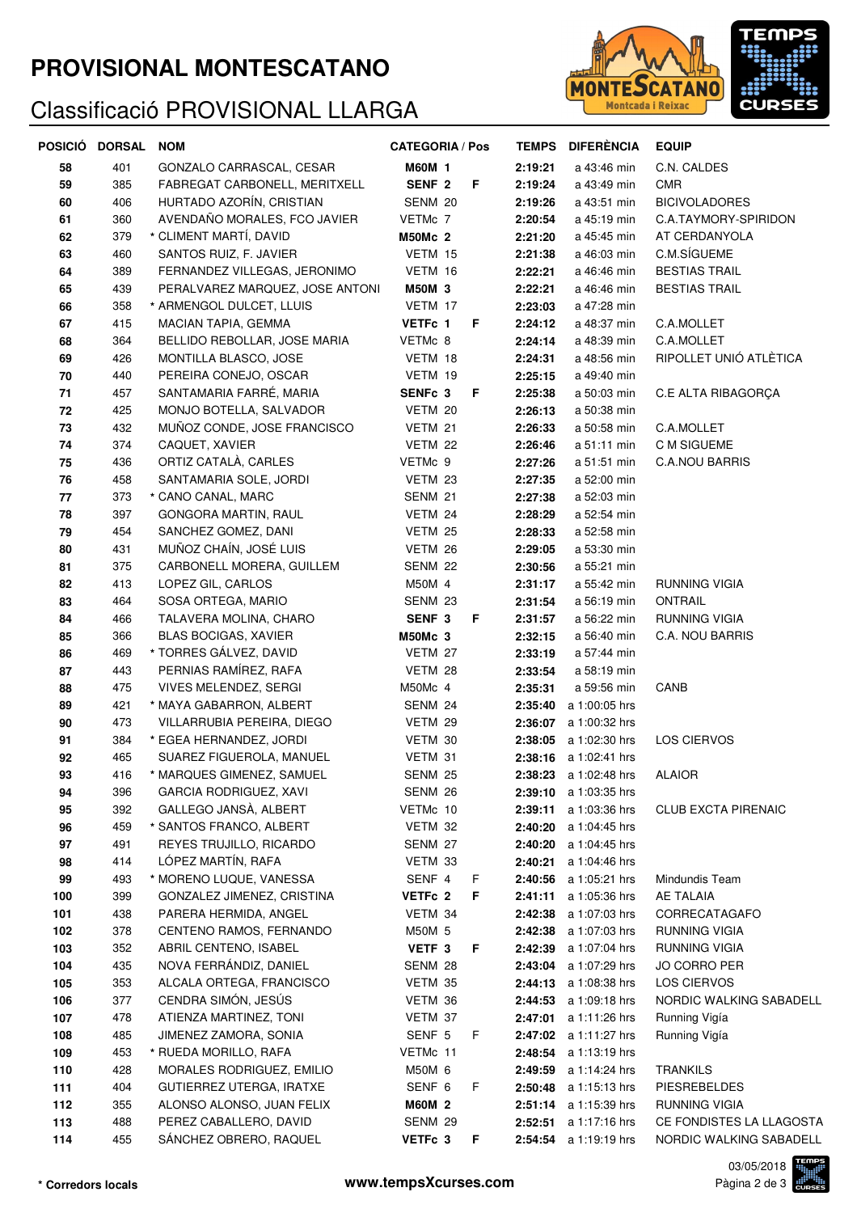# PROVISIONAL MONTESCATANO

## Classificació PROVISIONAL LLARGA

| POSICIÓ | DORSAL | NOM | CATEGORIA / Pos | | | TEMPS | DIFERÈNCIA | EQUIP |
|---|---|---|---|---|---|---|---|---|
| 58 | 401 | GONZALO CARRASCAL, CESAR | M60M | 1 | | 2:19:21 | a 43:46 min | C.N. CALDES |
| 59 | 385 | FABREGAT CARBONELL, MERITXELL | SENF | 2 | F | 2:19:24 | a 43:49 min | CMR |
| 60 | 406 | HURTADO AZORÍN, CRISTIAN | SENM | 20 | | 2:19:26 | a 43:51 min | BICIVOLADORES |
| 61 | 360 | AVENDAÑO MORALES, FCO JAVIER | VETMc | 7 | | 2:20:54 | a 45:19 min | C.A.TAYMORY-SPIRIDON |
| 62 | 379 | * CLIMENT MARTÍ, DAVID | M50Mc | 2 | | 2:21:20 | a 45:45 min | AT CERDANYOLA |
| 63 | 460 | SANTOS RUIZ, F. JAVIER | VETM | 15 | | 2:21:38 | a 46:03 min | C.M.SÍGUEME |
| 64 | 389 | FERNANDEZ VILLEGAS, JERONIMO | VETM | 16 | | 2:22:21 | a 46:46 min | BESTIAS TRAIL |
| 65 | 439 | PERALVAREZ MARQUEZ, JOSE ANTONI | M50M | 3 | | 2:22:21 | a 46:46 min | BESTIAS TRAIL |
| 66 | 358 | * ARMENGOL DULCET, LLUIS | VETM | 17 | | 2:23:03 | a 47:28 min | |
| 67 | 415 | MACIAN TAPIA, GEMMA | VETFc | 1 | F | 2:24:12 | a 48:37 min | C.A.MOLLET |
| 68 | 364 | BELLIDO REBOLLAR, JOSE MARIA | VETMc | 8 | | 2:24:14 | a 48:39 min | C.A.MOLLET |
| 69 | 426 | MONTILLA BLASCO, JOSE | VETM | 18 | | 2:24:31 | a 48:56 min | RIPOLLET UNIÓ ATLÈTICA |
| 70 | 440 | PEREIRA CONEJO, OSCAR | VETM | 19 | | 2:25:15 | a 49:40 min | |
| 71 | 457 | SANTAMARIA FARRÉ, MARIA | SENFc | 3 | F | 2:25:38 | a 50:03 min | C.E ALTA RIBAGORÇA |
| 72 | 425 | MONJO BOTELLA, SALVADOR | VETM | 20 | | 2:26:13 | a 50:38 min | |
| 73 | 432 | MUÑOZ CONDE, JOSE FRANCISCO | VETM | 21 | | 2:26:33 | a 50:58 min | C.A.MOLLET |
| 74 | 374 | CAQUET, XAVIER | VETM | 22 | | 2:26:46 | a 51:11 min | C M SIGUEME |
| 75 | 436 | ORTIZ CATALÀ, CARLES | VETMc | 9 | | 2:27:26 | a 51:51 min | C.A.NOU BARRIS |
| 76 | 458 | SANTAMARIA SOLE, JORDI | VETM | 23 | | 2:27:35 | a 52:00 min | |
| 77 | 373 | * CANO CANAL, MARC | SENM | 21 | | 2:27:38 | a 52:03 min | |
| 78 | 397 | GONGORA MARTIN, RAUL | VETM | 24 | | 2:28:29 | a 52:54 min | |
| 79 | 454 | SANCHEZ GOMEZ, DANI | VETM | 25 | | 2:28:33 | a 52:58 min | |
| 80 | 431 | MUÑOZ CHAÍN, JOSÉ LUIS | VETM | 26 | | 2:29:05 | a 53:30 min | |
| 81 | 375 | CARBONELL MORERA, GUILLEM | SENM | 22 | | 2:30:56 | a 55:21 min | |
| 82 | 413 | LOPEZ GIL, CARLOS | M50M | 4 | | 2:31:17 | a 55:42 min | RUNNING VIGIA |
| 83 | 464 | SOSA ORTEGA, MARIO | SENM | 23 | | 2:31:54 | a 56:19 min | ONTRAIL |
| 84 | 466 | TALAVERA MOLINA, CHARO | SENF | 3 | F | 2:31:57 | a 56:22 min | RUNNING VIGIA |
| 85 | 366 | BLAS BOCIGAS, XAVIER | M50Mc | 3 | | 2:32:15 | a 56:40 min | C.A. NOU BARRIS |
| 86 | 469 | * TORRES GÁLVEZ, DAVID | VETM | 27 | | 2:33:19 | a 57:44 min | |
| 87 | 443 | PERNIAS RAMÍREZ, RAFA | VETM | 28 | | 2:33:54 | a 58:19 min | |
| 88 | 475 | VIVES MELENDEZ, SERGI | M50Mc | 4 | | 2:35:31 | a 59:56 min | CANB |
| 89 | 421 | * MAYA GABARRON, ALBERT | SENM | 24 | | 2:35:40 | a 1:00:05 hrs | |
| 90 | 473 | VILLARRUBIA PEREIRA, DIEGO | VETM | 29 | | 2:36:07 | a 1:00:32 hrs | |
| 91 | 384 | * EGEA HERNANDEZ, JORDI | VETM | 30 | | 2:38:05 | a 1:02:30 hrs | LOS CIERVOS |
| 92 | 465 | SUAREZ FIGUEROLA, MANUEL | VETM | 31 | | 2:38:16 | a 1:02:41 hrs | |
| 93 | 416 | * MARQUES GIMENEZ, SAMUEL | SENM | 25 | | 2:38:23 | a 1:02:48 hrs | ALAIOR |
| 94 | 396 | GARCIA RODRIGUEZ, XAVI | SENM | 26 | | 2:39:10 | a 1:03:35 hrs | |
| 95 | 392 | GALLEGO JANSÀ, ALBERT | VETMc | 10 | | 2:39:11 | a 1:03:36 hrs | CLUB EXCTA PIRENAIC |
| 96 | 459 | * SANTOS FRANCO, ALBERT | VETM | 32 | | 2:40:20 | a 1:04:45 hrs | |
| 97 | 491 | REYES TRUJILLO, RICARDO | SENM | 27 | | 2:40:20 | a 1:04:45 hrs | |
| 98 | 414 | LÓPEZ MARTÍN, RAFA | VETM | 33 | | 2:40:21 | a 1:04:46 hrs | |
| 99 | 493 | * MORENO LUQUE, VANESSA | SENF | 4 | F | 2:40:56 | a 1:05:21 hrs | Mindundis Team |
| 100 | 399 | GONZALEZ JIMENEZ, CRISTINA | VETFc | 2 | F | 2:41:11 | a 1:05:36 hrs | AE TALAIA |
| 101 | 438 | PARERA HERMIDA, ANGEL | VETM | 34 | | 2:42:38 | a 1:07:03 hrs | CORRECATAGAFO |
| 102 | 378 | CENTENO RAMOS, FERNANDO | M50M | 5 | | 2:42:38 | a 1:07:03 hrs | RUNNING VIGIA |
| 103 | 352 | ABRIL CENTENO, ISABEL | VETF | 3 | F | 2:42:39 | a 1:07:04 hrs | RUNNING VIGIA |
| 104 | 435 | NOVA FERRÁNDIZ, DANIEL | SENM | 28 | | 2:43:04 | a 1:07:29 hrs | JO CORRO PER |
| 105 | 353 | ALCALA ORTEGA, FRANCISCO | VETM | 35 | | 2:44:13 | a 1:08:38 hrs | LOS CIERVOS |
| 106 | 377 | CENDRA SIMÓN, JESÚS | VETM | 36 | | 2:44:53 | a 1:09:18 hrs | NORDIC WALKING SABADELL |
| 107 | 478 | ATIENZA MARTINEZ, TONI | VETM | 37 | | 2:47:01 | a 1:11:26 hrs | Running Vigía |
| 108 | 485 | JIMENEZ ZAMORA, SONIA | SENF | 5 | F | 2:47:02 | a 1:11:27 hrs | Running Vigía |
| 109 | 453 | * RUEDA MORILLO, RAFA | VETMc | 11 | | 2:48:54 | a 1:13:19 hrs | |
| 110 | 428 | MORALES RODRIGUEZ, EMILIO | M50M | 6 | | 2:49:59 | a 1:14:24 hrs | TRANKILS |
| 111 | 404 | GUTIERREZ UTERGA, IRATXE | SENF | 6 | F | 2:50:48 | a 1:15:13 hrs | PIESREBELDES |
| 112 | 355 | ALONSO ALONSO, JUAN FELIX | M60M | 2 | | 2:51:14 | a 1:15:39 hrs | RUNNING VIGIA |
| 113 | 488 | PEREZ CABALLERO, DAVID | SENM | 29 | | 2:52:51 | a 1:17:16 hrs | CE FONDISTES LA LLAGOSTA |
| 114 | 455 | SÁNCHEZ OBRERO, RAQUEL | VETFc | 3 | F | 2:54:54 | a 1:19:19 hrs | NORDIC WALKING SABADELL |

**\* Corredors locals**

**www.tempsXcurses.com**

03/05/2018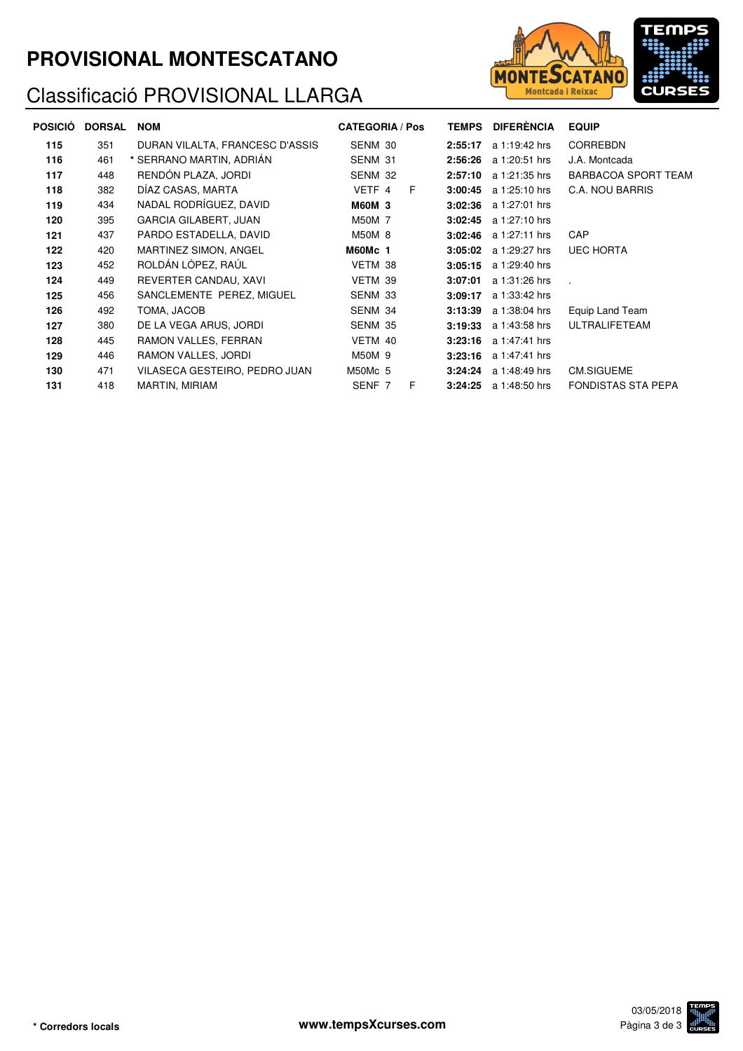# PROVISIONAL MONTESCATANO

## Classificació PROVISIONAL LLARGA

| POSICIÓ | DORSAL | NOM | CATEGORIA / Pos | | TEMPS | DIFERÈNCIA | EQUIP |
|---|---|---|---|---|---|---|---|
| 115 | 351 | DURAN VILALTA, FRANCESC D'ASSIS | SENM 30 | | 2:55:17 | a 1:19:42 hrs | CORREBDN |
| 116 | 461 | * SERRANO MARTIN, ADRIÁN | SENM 31 | | 2:56:26 | a 1:20:51 hrs | J.A. Montcada |
| 117 | 448 | RENDÓN PLAZA, JORDI | SENM 32 | | 2:57:10 | a 1:21:35 hrs | BARBACOA SPORT TEAM |
| 118 | 382 | DÍAZ CASAS, MARTA | VETF 4 | F | 3:00:45 | a 1:25:10 hrs | C.A. NOU BARRIS |
| 119 | 434 | NADAL RODRÍGUEZ, DAVID | **M60M 3** | | 3:02:36 | a 1:27:01 hrs | |
| 120 | 395 | GARCIA GILABERT, JUAN | M50M 7 | | 3:02:45 | a 1:27:10 hrs | |
| 121 | 437 | PARDO ESTADELLA, DAVID | M50M 8 | | 3:02:46 | a 1:27:11 hrs | CAP |
| 122 | 420 | MARTINEZ SIMON, ANGEL | **M60Mc 1** | | 3:05:02 | a 1:29:27 hrs | UEC HORTA |
| 123 | 452 | ROLDÁN LÓPEZ, RAÚL | VETM 38 | | 3:05:15 | a 1:29:40 hrs | |
| 124 | 449 | REVERTER CANDAU, XAVI | VETM 39 | | 3:07:01 | a 1:31:26 hrs | . |
| 125 | 456 | SANCLEMENTE PEREZ, MIGUEL | SENM 33 | | 3:09:17 | a 1:33:42 hrs | |
| 126 | 492 | TOMA, JACOB | SENM 34 | | 3:13:39 | a 1:38:04 hrs | Equip Land Team |
| 127 | 380 | DE LA VEGA ARUS, JORDI | SENM 35 | | 3:19:33 | a 1:43:58 hrs | ULTRALIFETEAM |
| 128 | 445 | RAMON VALLES, FERRAN | VETM 40 | | 3:23:16 | a 1:47:41 hrs | |
| 129 | 446 | RAMON VALLES, JORDI | M50M 9 | | 3:23:16 | a 1:47:41 hrs | |
| 130 | 471 | VILASECA GESTEIRO, PEDRO JUAN | M50Mc 5 | | 3:24:24 | a 1:48:49 hrs | CM.SIGUEME |
| 131 | 418 | MARTIN, MIRIAM | SENF 7 | F | 3:24:25 | a 1:48:50 hrs | FONDISTAS STA PEPA |

**\* Corredors locals**

**www.tempsXcurses.com**

03/05/2018